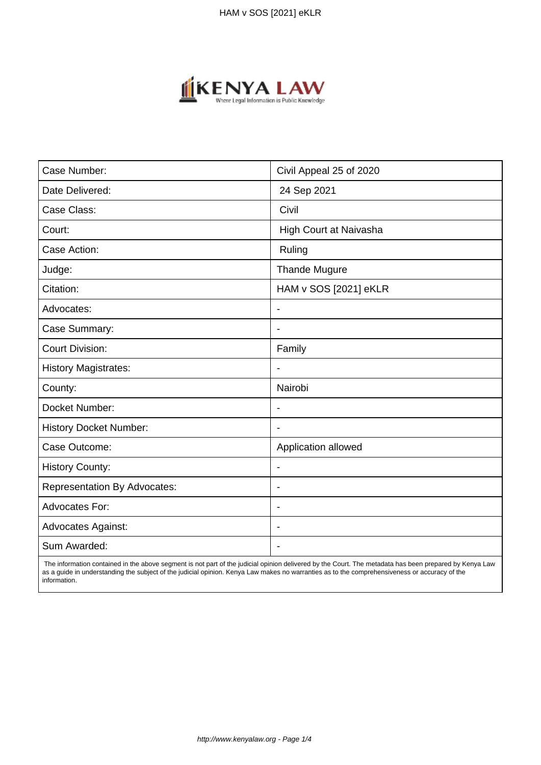| Case Number: | Civil Appeal 25 of 2020 |
|---|---|
| Date Delivered: | 24 Sep 2021 |
| Case Class: | Civil |
| Court: | High Court at Naivasha |
| Case Action: | Ruling |
| Judge: | Thande Mugure |
| Citation: | HAM v SOS [2021] eKLR |
| Advocates: | - |
| Case Summary: | - |
| Court Division: | Family |
| History Magistrates: | - |
| County: | Nairobi |
| Docket Number: | - |
| History Docket Number: | - |
| Case Outcome: | Application allowed |
| History County: | - |
| Representation By Advocates: | - |
| Advocates For: | - |
| Advocates Against: | - |
| Sum Awarded: | - |

The information contained in the above segment is not part of the judicial opinion delivered by the Court. The metadata has been prepared by Kenya Law as a guide in understanding the subject of the judicial opinion. Kenya Law makes no warranties as to the comprehensiveness or accuracy of the information.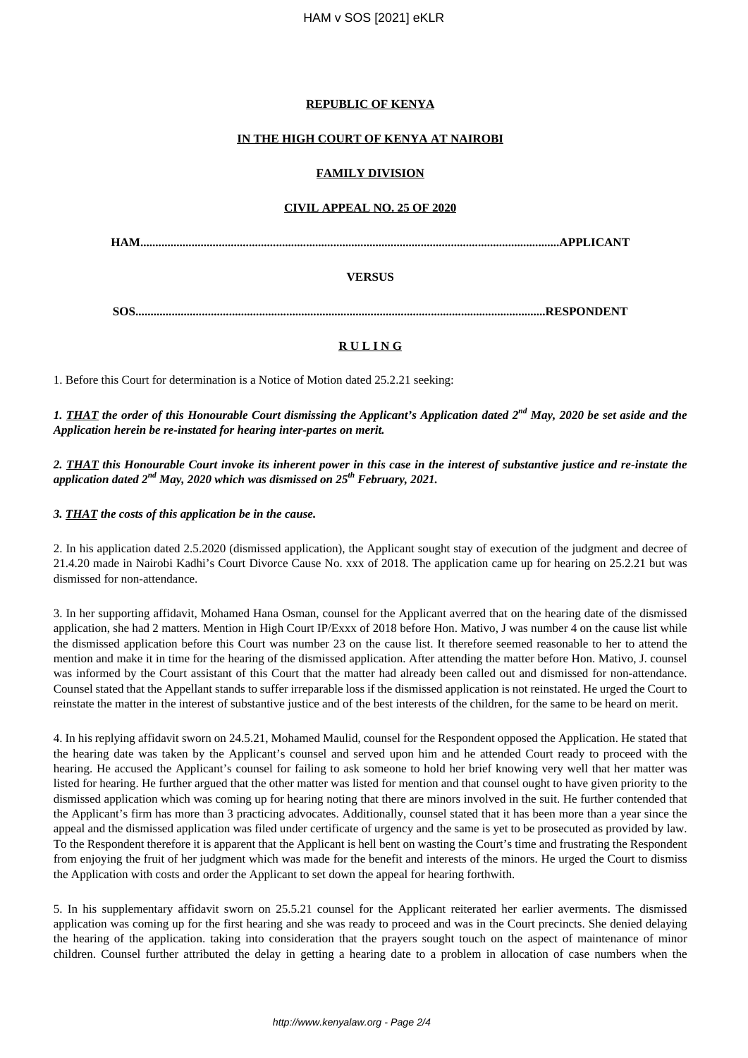**REPUBLIC OF KENYA**

**IN THE HIGH COURT OF KENYA AT NAIROBI**

**FAMILY DIVISION**

**CIVIL APPEAL NO. 25 OF 2020**

**HAM.......................................................................................................................................APPLICANT**

**VERSUS**

**SOS....................................................................................................................................RESPONDENT**

**RULING**

1. Before this Court for determination is a Notice of Motion dated 25.2.21 seeking:

***1. THAT the order of this Honourable Court dismissing the Applicant's Application dated 2nd May, 2020 be set aside and the Application herein be re-instated for hearing inter-partes on merit.***

***2. THAT this Honourable Court invoke its inherent power in this case in the interest of substantive justice and re-instate the application dated 2nd May, 2020 which was dismissed on 25th February, 2021.***

***3. THAT the costs of this application be in the cause.***

2. In his application dated 2.5.2020 (dismissed application), the Applicant sought stay of execution of the judgment and decree of 21.4.20 made in Nairobi Kadhi's Court Divorce Cause No. xxx of 2018. The application came up for hearing on 25.2.21 but was dismissed for non-attendance.

3. In her supporting affidavit, Mohamed Hana Osman, counsel for the Applicant averred that on the hearing date of the dismissed application, she had 2 matters. Mention in High Court IP/Exxx of 2018 before Hon. Mativo, J was number 4 on the cause list while the dismissed application before this Court was number 23 on the cause list. It therefore seemed reasonable to her to attend the mention and make it in time for the hearing of the dismissed application. After attending the matter before Hon. Mativo, J. counsel was informed by the Court assistant of this Court that the matter had already been called out and dismissed for non-attendance. Counsel stated that the Appellant stands to suffer irreparable loss if the dismissed application is not reinstated. He urged the Court to reinstate the matter in the interest of substantive justice and of the best interests of the children, for the same to be heard on merit.

4. In his replying affidavit sworn on 24.5.21, Mohamed Maulid, counsel for the Respondent opposed the Application. He stated that the hearing date was taken by the Applicant's counsel and served upon him and he attended Court ready to proceed with the hearing. He accused the Applicant's counsel for failing to ask someone to hold her brief knowing very well that her matter was listed for hearing. He further argued that the other matter was listed for mention and that counsel ought to have given priority to the dismissed application which was coming up for hearing noting that there are minors involved in the suit. He further contended that the Applicant's firm has more than 3 practicing advocates. Additionally, counsel stated that it has been more than a year since the appeal and the dismissed application was filed under certificate of urgency and the same is yet to be prosecuted as provided by law. To the Respondent therefore it is apparent that the Applicant is hell bent on wasting the Court's time and frustrating the Respondent from enjoying the fruit of her judgment which was made for the benefit and interests of the minors. He urged the Court to dismiss the Application with costs and order the Applicant to set down the appeal for hearing forthwith.

5. In his supplementary affidavit sworn on 25.5.21 counsel for the Applicant reiterated her earlier averments. The dismissed application was coming up for the first hearing and she was ready to proceed and was in the Court precincts. She denied delaying the hearing of the application. taking into consideration that the prayers sought touch on the aspect of maintenance of minor children. Counsel further attributed the delay in getting a hearing date to a problem in allocation of case numbers when the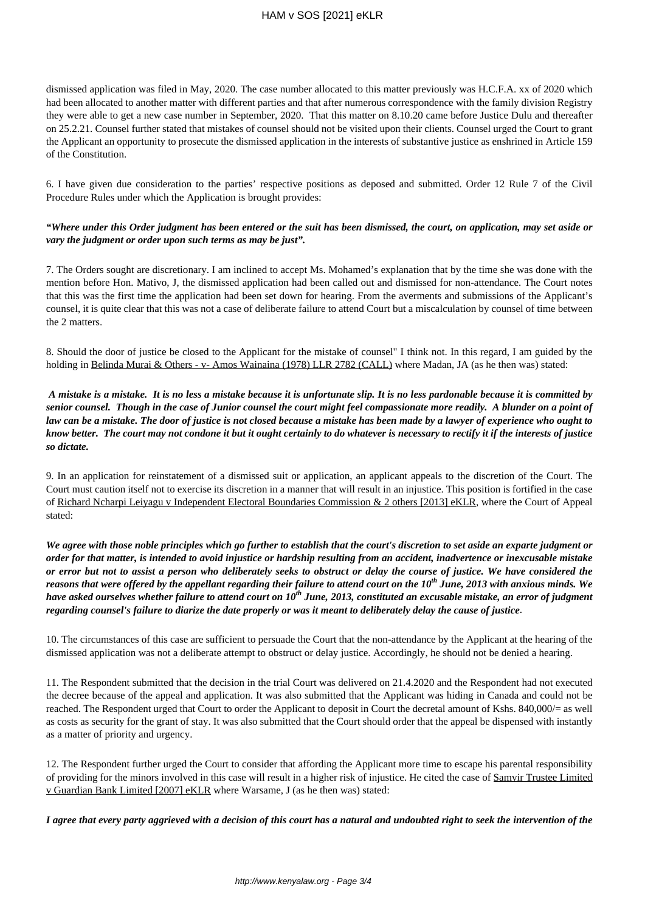dismissed application was filed in May, 2020. The case number allocated to this matter previously was H.C.F.A. xx of 2020 which had been allocated to another matter with different parties and that after numerous correspondence with the family division Registry they were able to get a new case number in September, 2020. That this matter on 8.10.20 came before Justice Dulu and thereafter on 25.2.21. Counsel further stated that mistakes of counsel should not be visited upon their clients. Counsel urged the Court to grant the Applicant an opportunity to prosecute the dismissed application in the interests of substantive justice as enshrined in Article 159 of the Constitution.

6. I have given due consideration to the parties' respective positions as deposed and submitted. Order 12 Rule 7 of the Civil Procedure Rules under which the Application is brought provides:

***"Where under this Order judgment has been entered or the suit has been dismissed, the court, on application, may set aside or vary the judgment or order upon such terms as may be just".***

7. The Orders sought are discretionary. I am inclined to accept Ms. Mohamed's explanation that by the time she was done with the mention before Hon. Mativo, J, the dismissed application had been called out and dismissed for non-attendance. The Court notes that this was the first time the application had been set down for hearing. From the averments and submissions of the Applicant's counsel, it is quite clear that this was not a case of deliberate failure to attend Court but a miscalculation by counsel of time between the 2 matters.

8. Should the door of justice be closed to the Applicant for the mistake of counsel" I think not. In this regard, I am guided by the holding in Belinda Murai & Others - v- Amos Wainaina (1978) LLR 2782 (CALL) where Madan, JA (as he then was) stated:

***A mistake is a mistake. It is no less a mistake because it is unfortunate slip. It is no less pardonable because it is committed by senior counsel. Though in the case of Junior counsel the court might feel compassionate more readily. A blunder on a point of law can be a mistake. The door of justice is not closed because a mistake has been made by a lawyer of experience who ought to know better. The court may not condone it but it ought certainly to do whatever is necessary to rectify it if the interests of justice so dictate.***

9. In an application for reinstatement of a dismissed suit or application, an applicant appeals to the discretion of the Court. The Court must caution itself not to exercise its discretion in a manner that will result in an injustice. This position is fortified in the case of Richard Ncharpi Leiyagu v Independent Electoral Boundaries Commission & 2 others [2013] eKLR, where the Court of Appeal stated:

***We agree with those noble principles which go further to establish that the court's discretion to set aside an exparte judgment or order for that matter, is intended to avoid injustice or hardship resulting from an accident, inadvertence or inexcusable mistake or error but not to assist a person who deliberately seeks to obstruct or delay the course of justice. We have considered the reasons that were offered by the appellant regarding their failure to attend court on the 10th June, 2013 with anxious minds. We have asked ourselves whether failure to attend court on 10th June, 2013, constituted an excusable mistake, an error of judgment regarding counsel's failure to diarize the date properly or was it meant to deliberately delay the cause of justice***.

10. The circumstances of this case are sufficient to persuade the Court that the non-attendance by the Applicant at the hearing of the dismissed application was not a deliberate attempt to obstruct or delay justice. Accordingly, he should not be denied a hearing.

11. The Respondent submitted that the decision in the trial Court was delivered on 21.4.2020 and the Respondent had not executed the decree because of the appeal and application. It was also submitted that the Applicant was hiding in Canada and could not be reached. The Respondent urged that Court to order the Applicant to deposit in Court the decretal amount of Kshs. 840,000/= as well as costs as security for the grant of stay. It was also submitted that the Court should order that the appeal be dispensed with instantly as a matter of priority and urgency.

12. The Respondent further urged the Court to consider that affording the Applicant more time to escape his parental responsibility of providing for the minors involved in this case will result in a higher risk of injustice. He cited the case of Samvir Trustee Limited v Guardian Bank Limited [2007] eKLR where Warsame, J (as he then was) stated:

***I agree that every party aggrieved with a decision of this court has a natural and undoubted right to seek the intervention of the***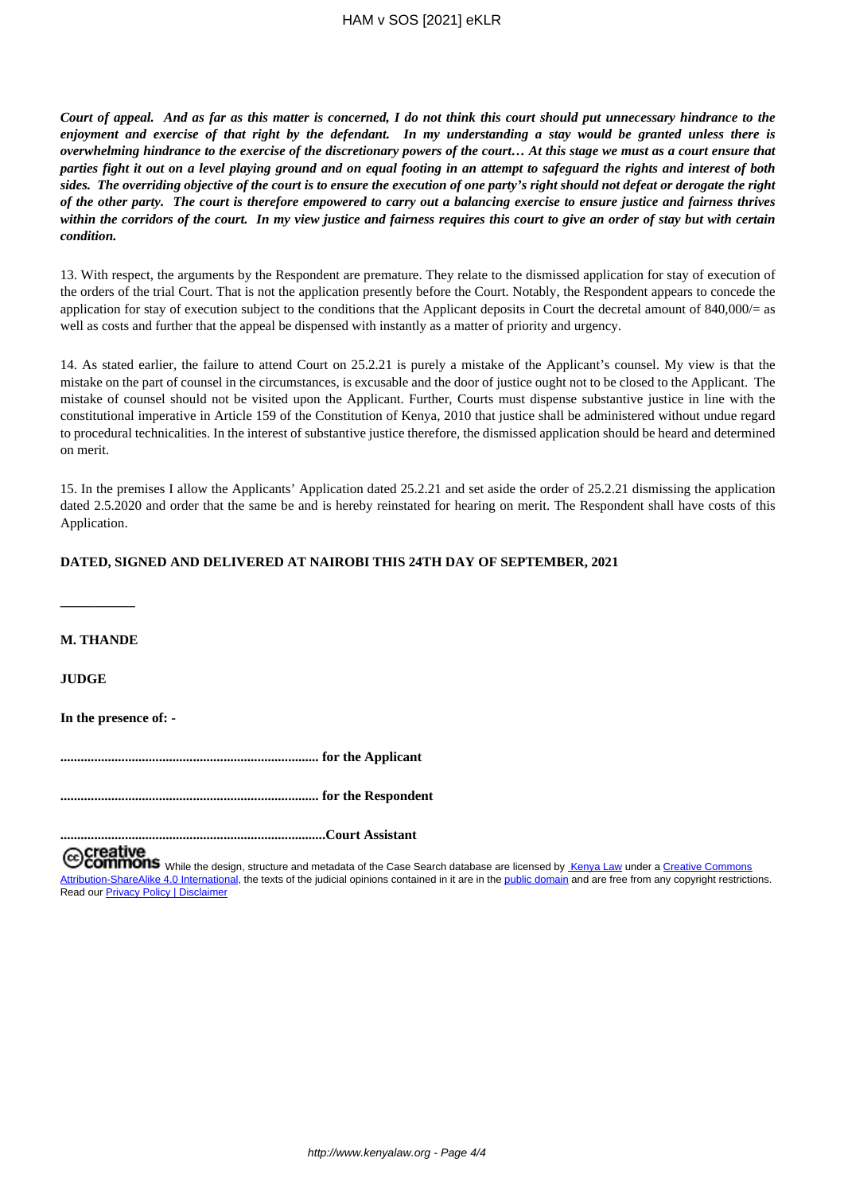***Court of appeal. And as far as this matter is concerned, I do not think this court should put unnecessary hindrance to the enjoyment and exercise of that right by the defendant. In my understanding a stay would be granted unless there is overwhelming hindrance to the exercise of the discretionary powers of the court… At this stage we must as a court ensure that parties fight it out on a level playing ground and on equal footing in an attempt to safeguard the rights and interest of both sides. The overriding objective of the court is to ensure the execution of one party's right should not defeat or derogate the right of the other party. The court is therefore empowered to carry out a balancing exercise to ensure justice and fairness thrives within the corridors of the court. In my view justice and fairness requires this court to give an order of stay but with certain condition.***

13. With respect, the arguments by the Respondent are premature. They relate to the dismissed application for stay of execution of the orders of the trial Court. That is not the application presently before the Court. Notably, the Respondent appears to concede the application for stay of execution subject to the conditions that the Applicant deposits in Court the decretal amount of 840,000/= as well as costs and further that the appeal be dispensed with instantly as a matter of priority and urgency.

14. As stated earlier, the failure to attend Court on 25.2.21 is purely a mistake of the Applicant's counsel. My view is that the mistake on the part of counsel in the circumstances, is excusable and the door of justice ought not to be closed to the Applicant. The mistake of counsel should not be visited upon the Applicant. Further, Courts must dispense substantive justice in line with the constitutional imperative in Article 159 of the Constitution of Kenya, 2010 that justice shall be administered without undue regard to procedural technicalities. In the interest of substantive justice therefore, the dismissed application should be heard and determined on merit.

15. In the premises I allow the Applicants' Application dated 25.2.21 and set aside the order of 25.2.21 dismissing the application dated 2.5.2020 and order that the same be and is hereby reinstated for hearing on merit. The Respondent shall have costs of this Application.

**DATED, SIGNED AND DELIVERED AT NAIROBI THIS 24TH DAY OF SEPTEMBER, 2021**

___________

**M. THANDE**

**JUDGE**

**In the presence of: -**

**.......................................................................... for the Applicant**

**.......................................................................... for the Respondent**

**............................................................................Court Assistant**

While the design, structure and metadata of the Case Search database are licensed by Kenya Law under a Creative Commons Attribution-ShareAlike 4.0 International, the texts of the judicial opinions contained in it are in the public domain and are free from any copyright restrictions. Read our Privacy Policy | Disclaimer